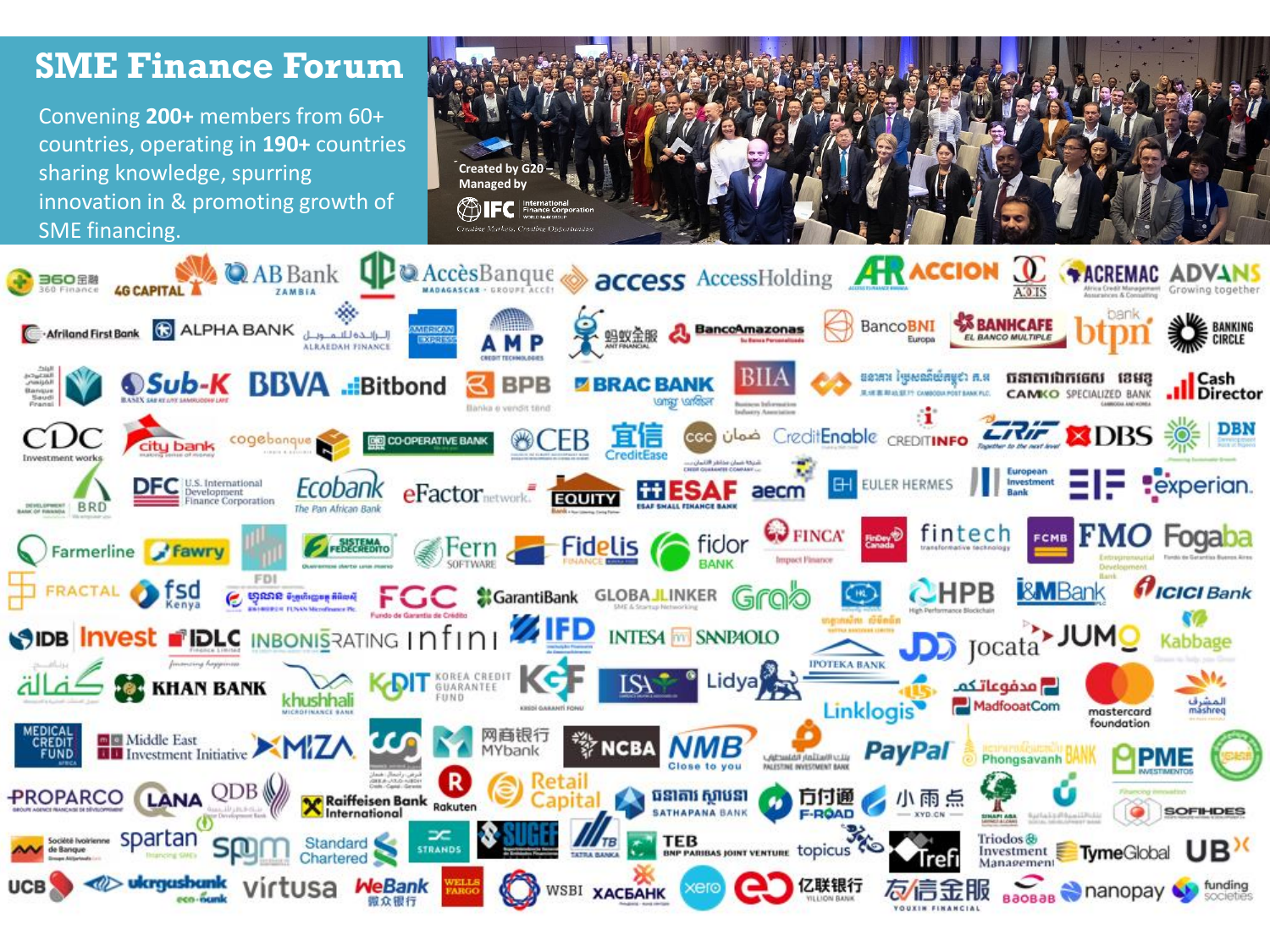# SME Finance Forum

Convening **200+** members from 60+ countries, operating in **190+** countries sharing knowledge, spurring innovation in & promoting growth of SME financing.

Created by G20 – Managed by IFC International Finance Corporation

360 Finance · 4G Capital · AB Bank Zambia · AccèsBanque Madagascar · access · AccessHolding · AFR · ACCION · A.O.I.S · ACREMAC · ADVANS · Afriland First Bank · ALPHA BANK · ALRAEDAH FINANCE · AMERICAN EXPRESS · AMP Credit Technologies · Ant Financial · BancoAmazonas · BancoBNI Europa · BANHCAFE · btpn · Banking Circle · Banque Saudi Fransi · Sub-K · BBVA · Bitbond · BPB · BRAC BANK · BIIA · Cambodia Post Bank · CAMKO Specialized Bank · Cash Director · CDC · city bank · cogebanque · Co-operative Bank · CEB · CreditEase · CGC · CreditEnable · CreditInfo · CRIF · DBS · DBN · Development Bank of Rwanda · BRD · DFC U.S. International Development Finance Corporation · Ecobank The Pan African Bank · eFactor network · Equity Bank · ESAF Small Finance Bank · aecm · EULER HERMES · European Investment Bank · EIF · experian · Farmerline · Fawry · FDI · Sistema Fedecrédito · Fern Software · Fidelis Finance · fidor Bank · FINCA Impact Finance · FinDev Canada · fintech transformative technology · FCMB · FMO · Fogaba · FRACTAL · fsd Kenya · FUNAN Microfinance Plc · FGC Fundo de Garantia de Crédito · GarantiBank · GLOBALINKER · Grab · HPB High Performance Blockchain · I&M Bank · ICICI Bank · IDB · Invest · IDLC Finance Limited · INBONIS RATING · infini · IFD · INTESA SANPAOLO · IPOTEKA BANK · JD · Jocata · JUMO · Kabbage · KHAN BANK · khushhali Microfinance Bank · KODIT Korea Credit Guarantee Fund · KGF · ISA · Lidya · Linklogis · MadfooatCom · mastercard foundation · mashreq · Medical Credit Fund Africa · Middle East Investment Initiative · MIZA · MYbank · NCBA · NMB Close to you · Palestine Investment Bank · PayPal · Phongsavanh Bank · PME Investimentos · PROPARCO · LANA · QDB · Raiffeisen Bank International · Rakuten · Retail Capital · Sathapana Bank · F-ROAD · XYD.CN · SOFIHDES · Société Ivoirienne de Banque · spartan · spgm · Standard Chartered · STRANDS · SUGEF · Tatra Banka · TEB BNP Paribas Joint Venture · topicus · Trefi · Triodos Investment Management · TymeGlobal · UBX · UCB · ukrgasbank eco-bank · virtusa · WeBank · Wells Fargo · WSBI · XacBank · xero · Yillion Bank · Youxin Financial · Baobab · nanopay · funding societies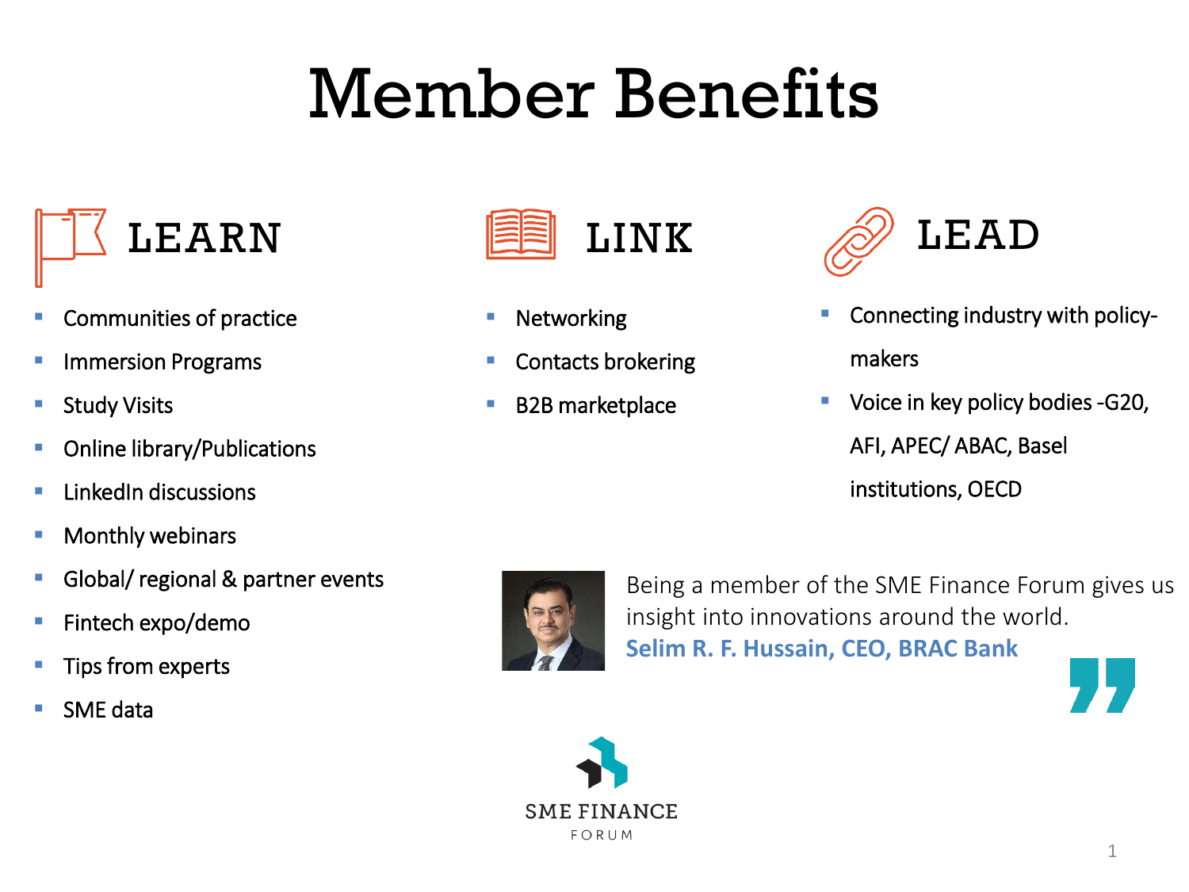# Member Benefits

## LEARN

- Communities of practice
- Immersion Programs
- Study Visits
- Online library/Publications
- LinkedIn discussions
- Monthly webinars
- Global/ regional & partner events
- Fintech expo/demo
- Tips from experts
- SME data

## LINK

- Networking
- Contacts brokering
- B2B marketplace

## LEAD

- Connecting industry with policy-makers
- Voice in key policy bodies -G20, AFI, APEC/ ABAC, Basel institutions, OECD

Being a member of the SME Finance Forum gives us insight into innovations around the world.

**Selim R. F. Hussain, CEO, BRAC Bank**

SME FINANCE FORUM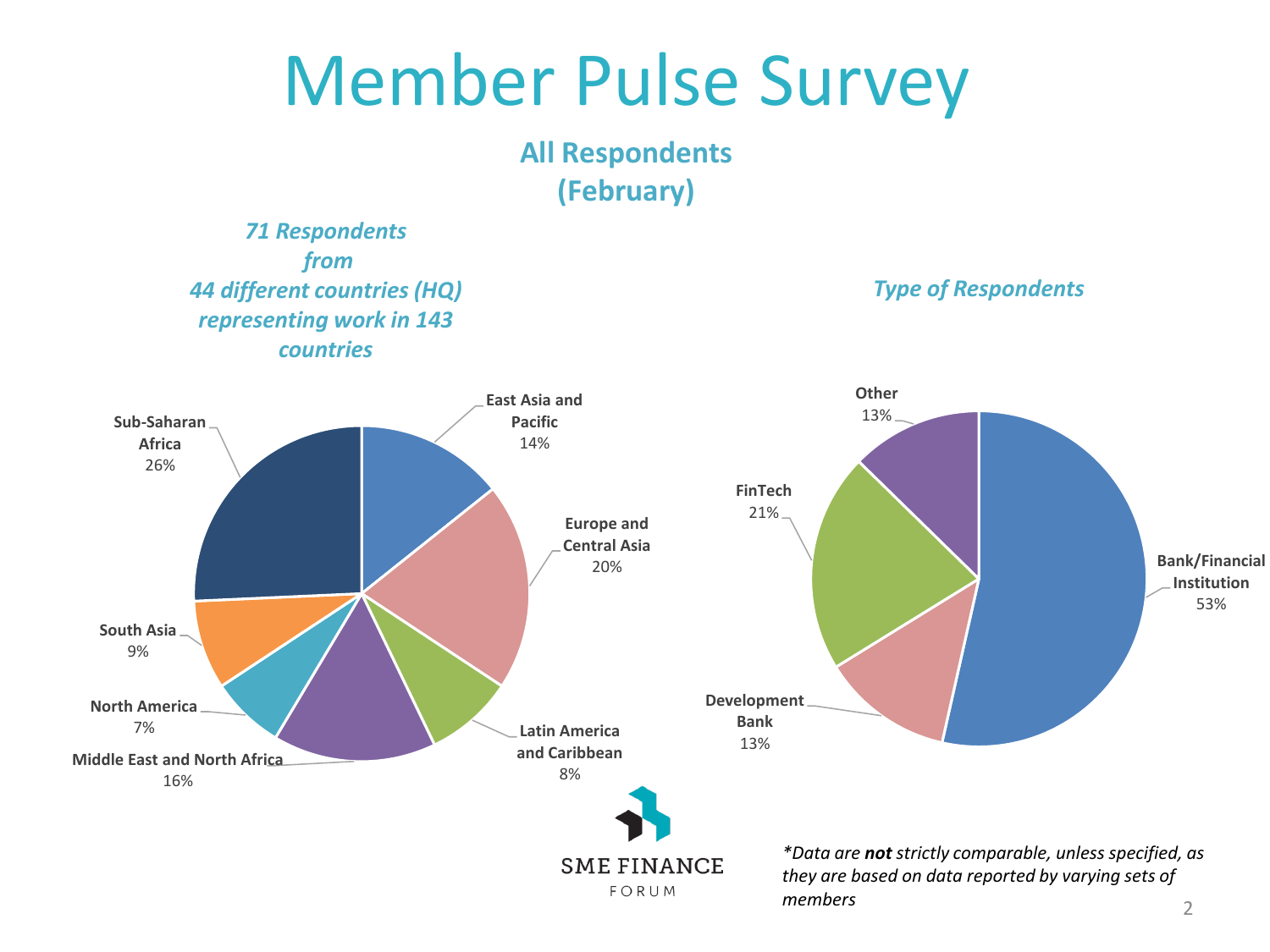# Member Pulse Survey

## All Respondents (February)

***71 Respondents from 44 different countries (HQ) representing work in 143 countries***

| Region | Share |
|---|---|
| Sub-Saharan Africa | 26% |
| East Asia and Pacific | 14% |
| Europe and Central Asia | 20% |
| Latin America and Caribbean | 8% |
| Middle East and North Africa | 16% |
| North America | 7% |
| South Asia | 9% |

***Type of Respondents***

| Type | Share |
|---|---|
| Bank/Financial Institution | 53% |
| Development Bank | 13% |
| FinTech | 21% |
| Other | 13% |

SME FINANCE FORUM

*\*Data are **not** strictly comparable, unless specified, as they are based on data reported by varying sets of members*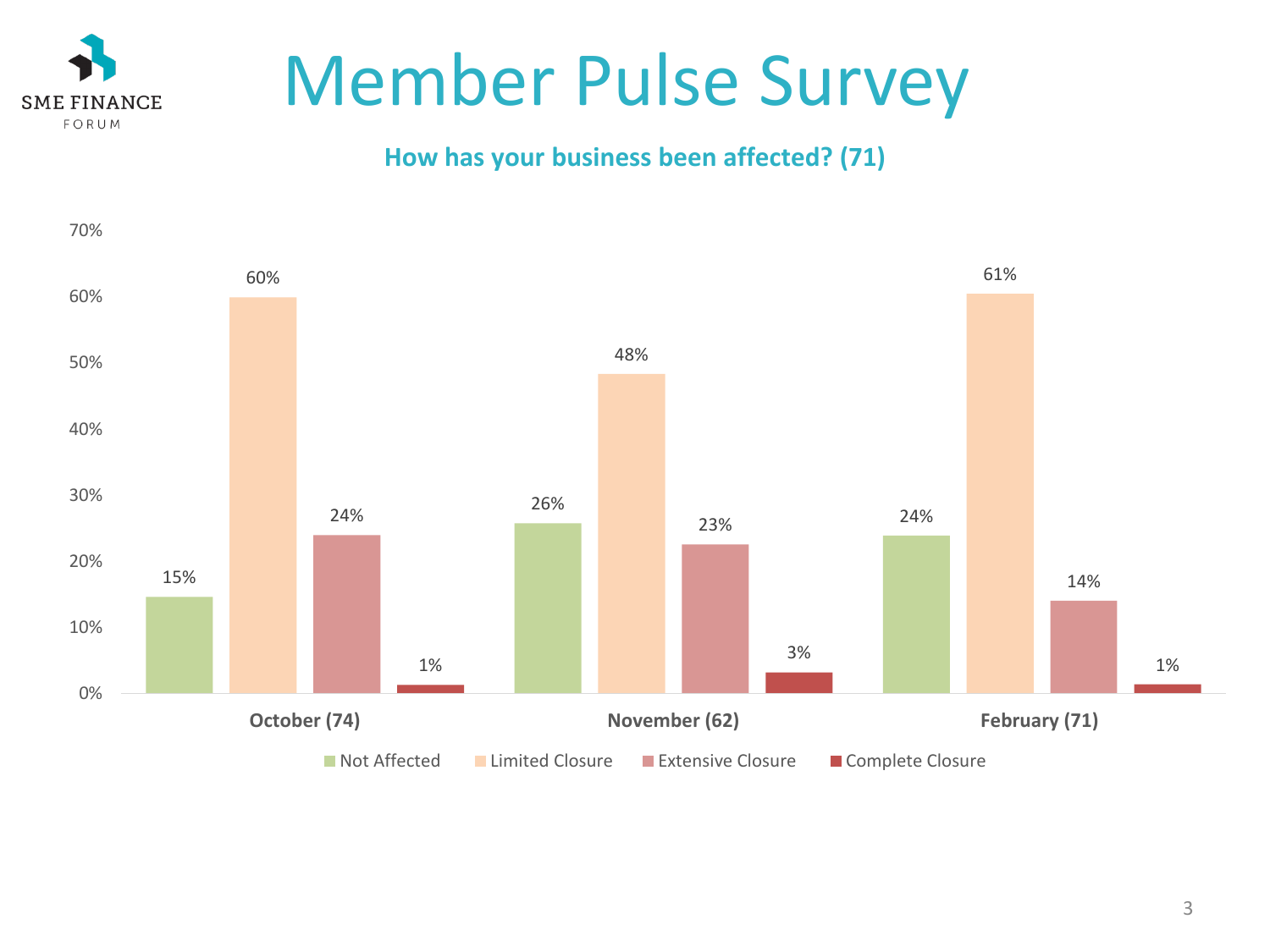# Member Pulse Survey

**How has your business been affected? (71)**

| | Not Affected | Limited Closure | Extensive Closure | Complete Closure |
|---|---|---|---|---|
| October (74) | 15% | 60% | 24% | 1% |
| November (62) | 26% | 48% | 23% | 3% |
| February (71) | 24% | 61% | 14% | 1% |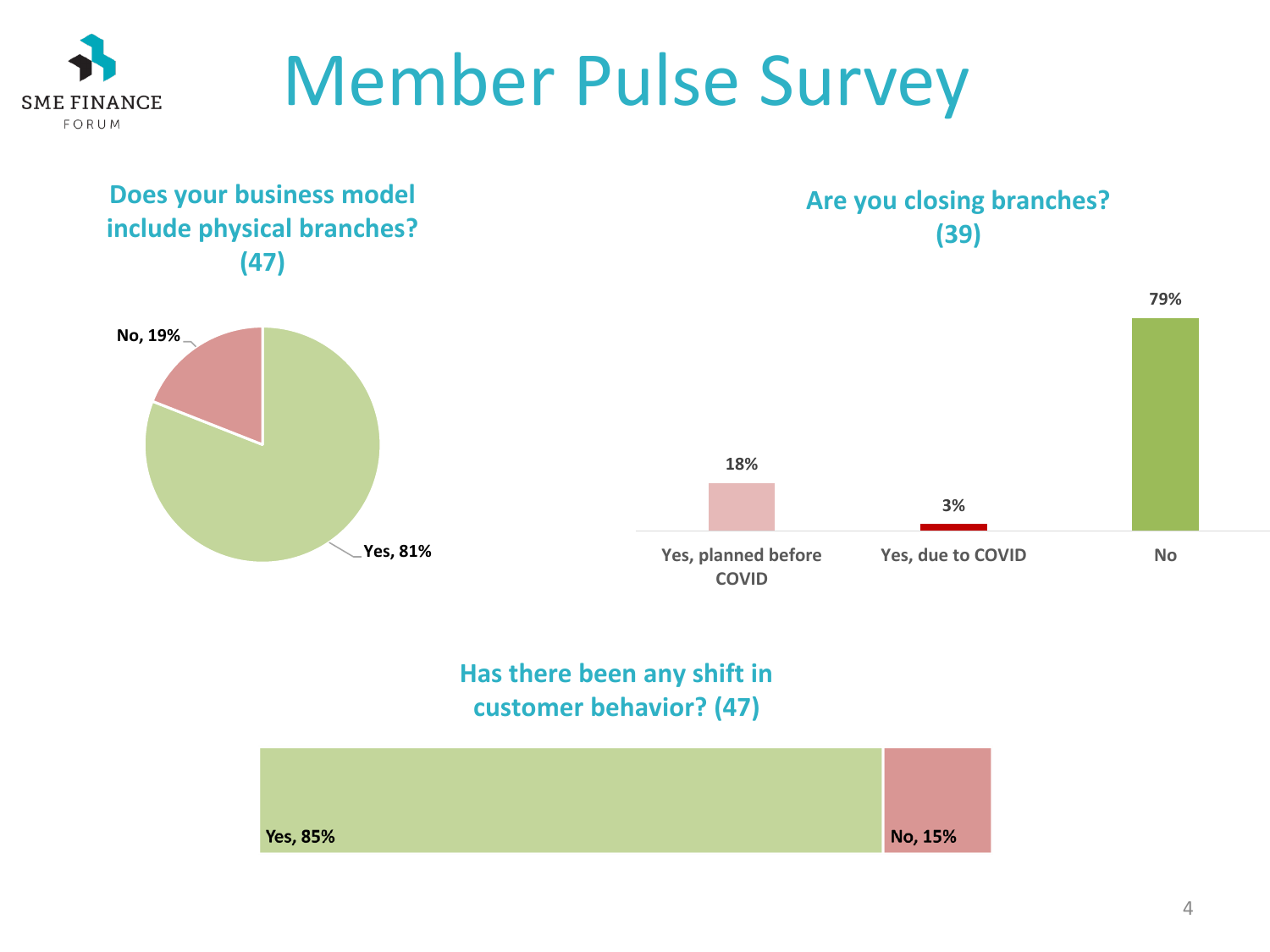# Member Pulse Survey

### Does your business model include physical branches? (47)

| Response | Share |
| --- | --- |
| Yes | 81% |
| No | 19% |

### Are you closing branches? (39)

| Response | Share |
| --- | --- |
| Yes, planned before COVID | 18% |
| Yes, due to COVID | 3% |
| No | 79% |

### Has there been any shift in customer behavior? (47)

| Response | Share |
| --- | --- |
| Yes | 85% |
| No | 15% |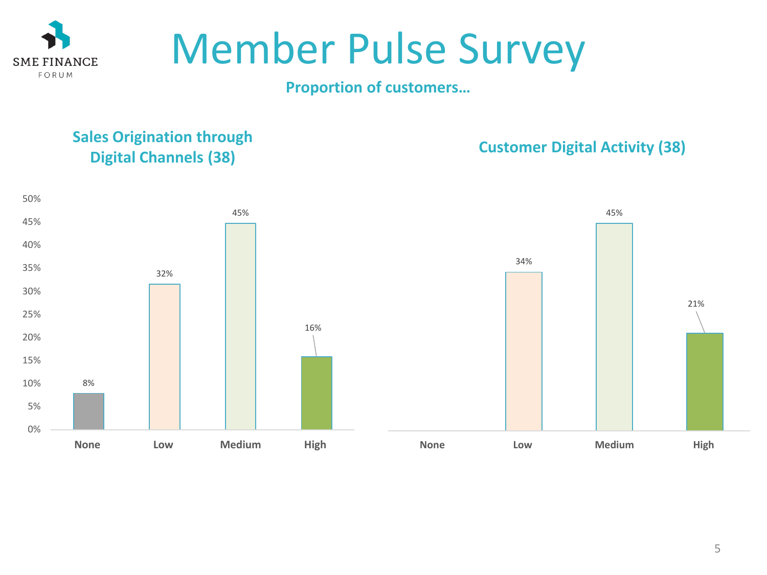# Member Pulse Survey

**Proportion of customers…**

## Sales Origination through Digital Channels (38)

| | None | Low | Medium | High |
|---|---|---|---|---|
| Proportion | 8% | 32% | 45% | 16% |

## Customer Digital Activity (38)

| | None | Low | Medium | High |
|---|---|---|---|---|
| Proportion | | 34% | 45% | 21% |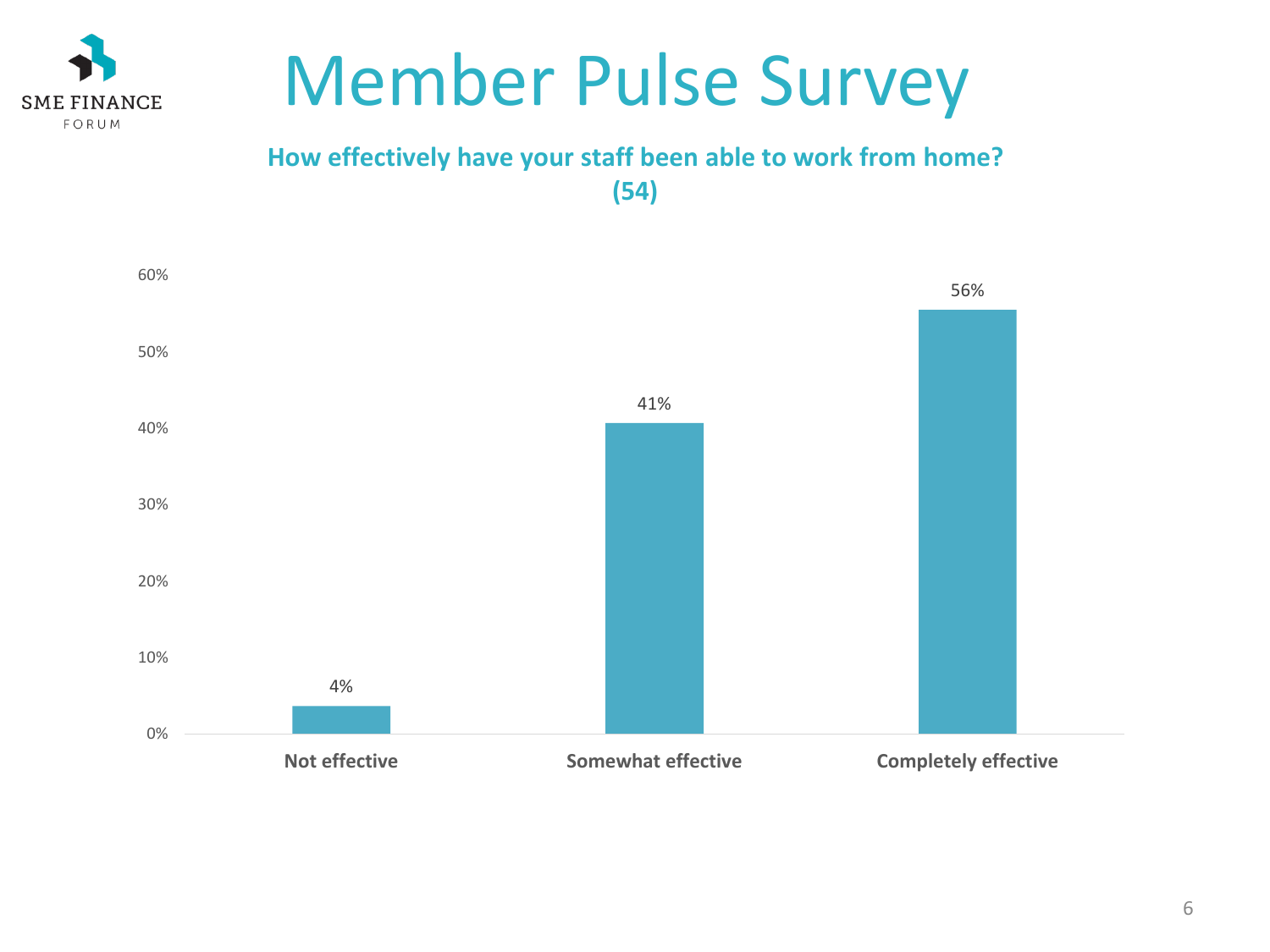# Member Pulse Survey

**How effectively have your staff been able to work from home? (54)**

| Response | Percentage |
|---|---|
| Not effective | 4% |
| Somewhat effective | 41% |
| Completely effective | 56% |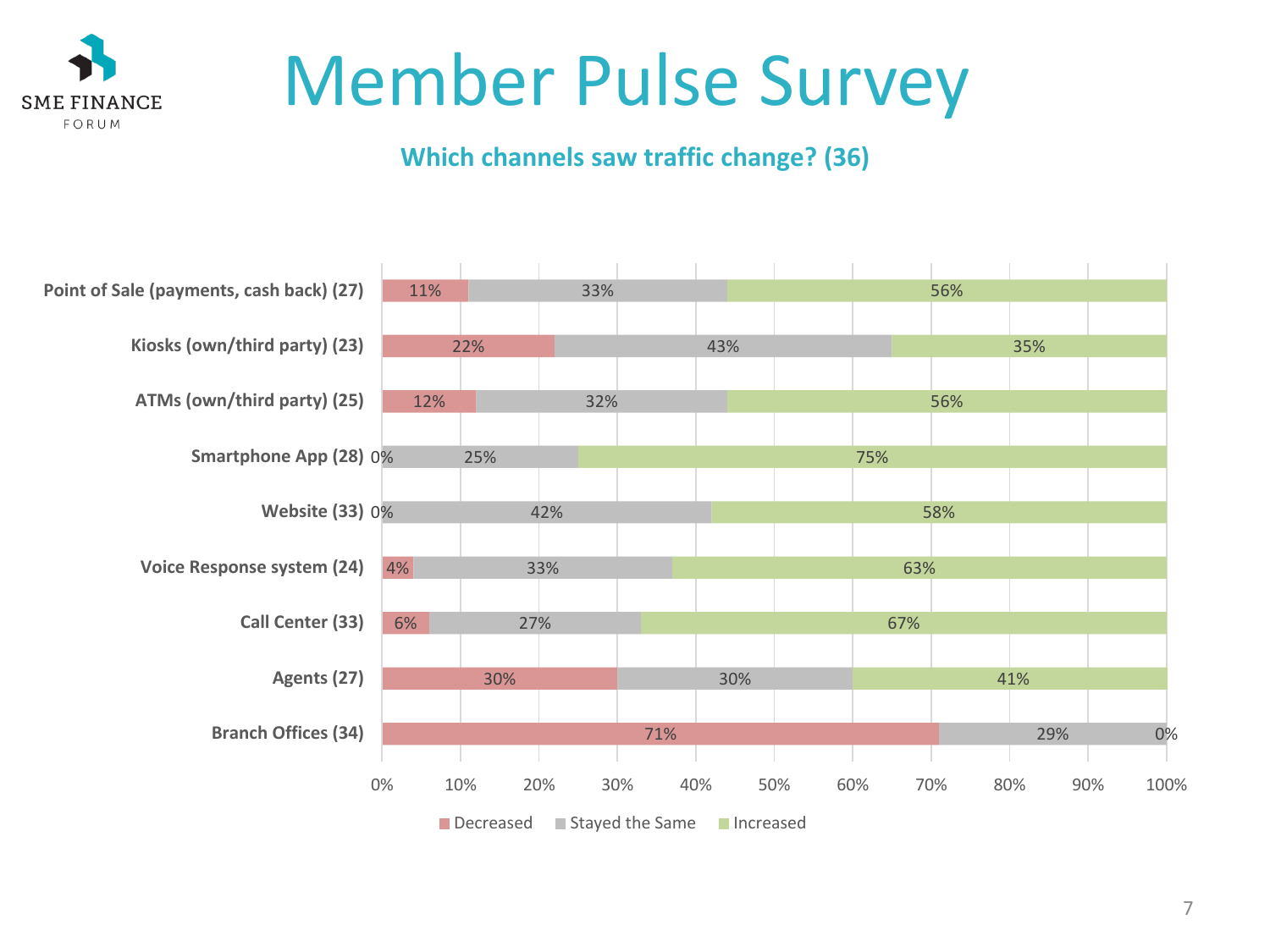# Member Pulse Survey

## Which channels saw traffic change? (36)

| Channel | Decreased | Stayed the Same | Increased |
|---|---|---|---|
| Point of Sale (payments, cash back) (27) | 11% | 33% | 56% |
| Kiosks (own/third party) (23) | 22% | 43% | 35% |
| ATMs (own/third party) (25) | 12% | 32% | 56% |
| Smartphone App (28) | 0% | 25% | 75% |
| Website (33) | 0% | 42% | 58% |
| Voice Response system (24) | 4% | 33% | 63% |
| Call Center (33) | 6% | 27% | 67% |
| Agents (27) | 30% | 30% | 41% |
| Branch Offices (34) | 71% | 29% | 0% |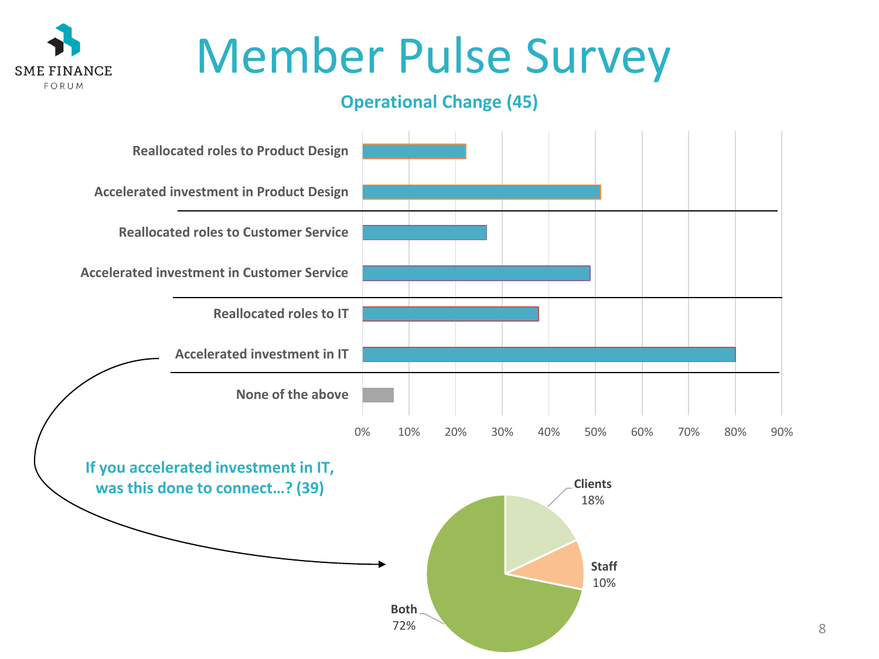# Member Pulse Survey

## Operational Change (45)

| Category | Approx. % |
|---|---|
| Reallocated roles to Product Design | ~22% |
| Accelerated investment in Product Design | ~51% |
| Reallocated roles to Customer Service | ~27% |
| Accelerated investment in Customer Service | ~49% |
| Reallocated roles to IT | ~38% |
| Accelerated investment in IT | ~80% |
| None of the above | ~7% |

## If you accelerated investment in IT, was this done to connect…? (39)

| Response | % |
|---|---|
| Clients | 18% |
| Staff | 10% |
| Both | 72% |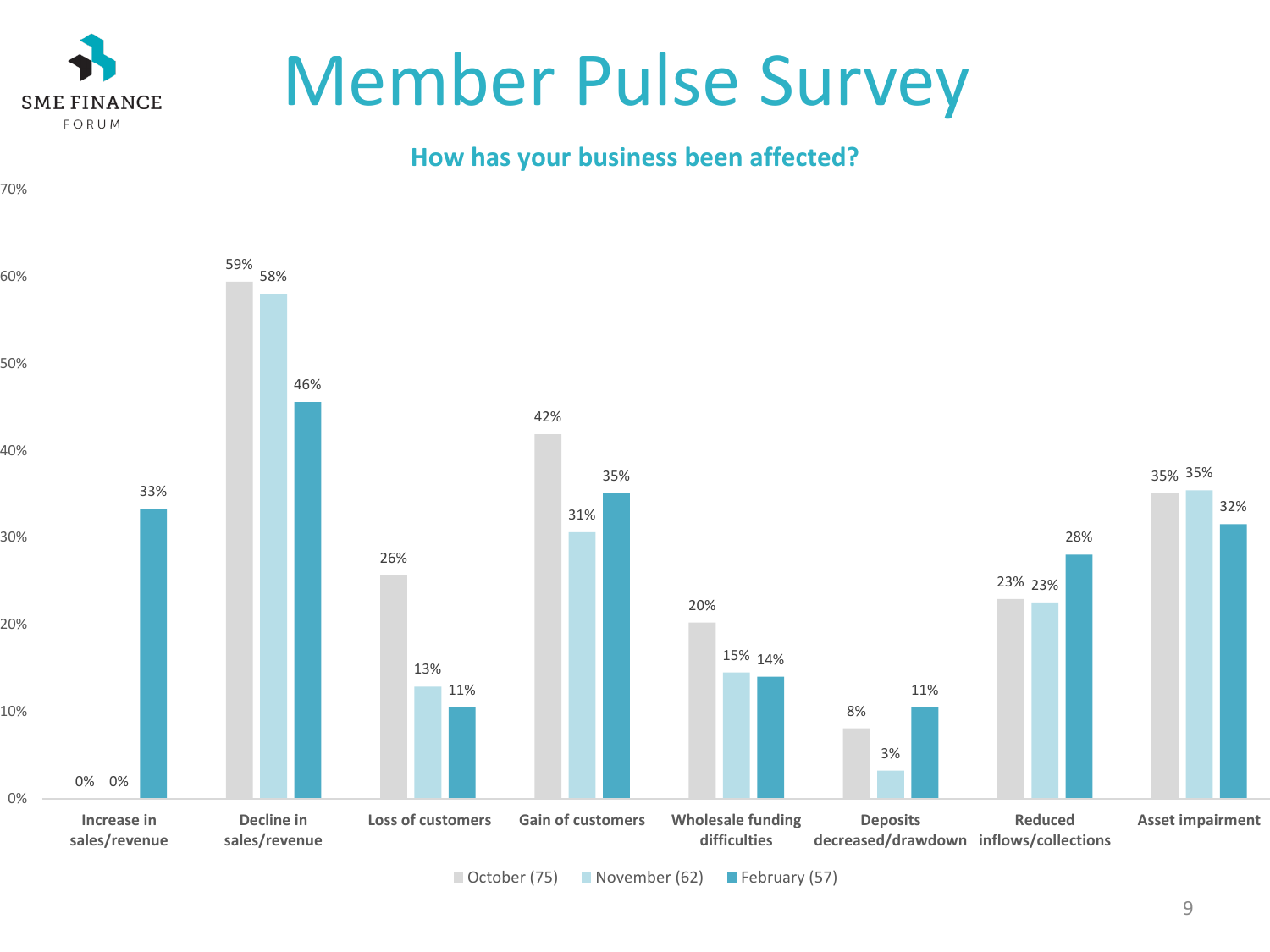# Member Pulse Survey

## How has your business been affected?

| | October (75) | November (62) | February (57) |
|---|---|---|---|
| Increase in sales/revenue | 0% | 0% | 33% |
| Decline in sales/revenue | 59% | 58% | 46% |
| Loss of customers | 26% | 13% | 11% |
| Gain of customers | 42% | 31% | 35% |
| Wholesale funding difficulties | 20% | 15% | 14% |
| Deposits decreased/drawdown | 8% | 3% | 11% |
| Reduced inflows/collections | 23% | 23% | 28% |
| Asset impairment | 35% | 35% | 32% |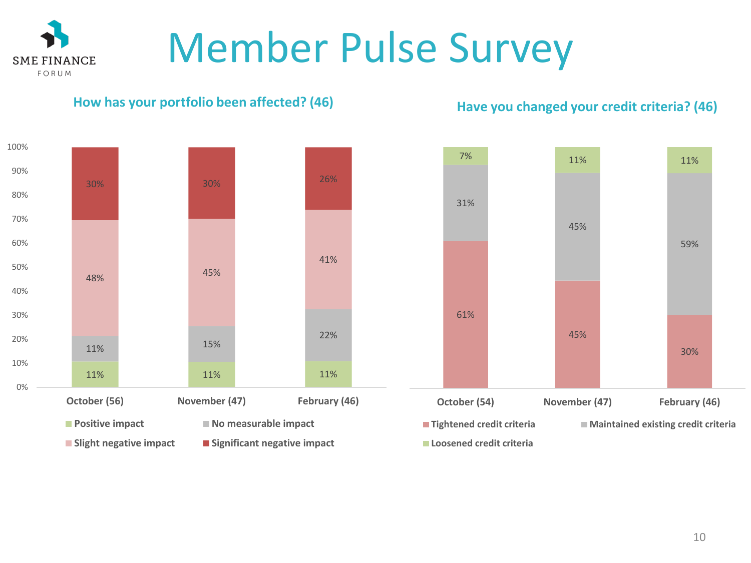# Member Pulse Survey

## How has your portfolio been affected? (46)

| | October (56) | November (47) | February (46) |
|---|---|---|---|
| Positive impact | 11% | 11% | 11% |
| No measurable impact | 11% | 15% | 22% |
| Slight negative impact | 48% | 45% | 41% |
| Significant negative impact | 30% | 30% | 26% |

## Have you changed your credit criteria? (46)

| | October (54) | November (47) | February (46) |
|---|---|---|---|
| Tightened credit criteria | 61% | 45% | 30% |
| Maintained existing credit criteria | 31% | 45% | 59% |
| Loosened credit criteria | 7% | 11% | 11% |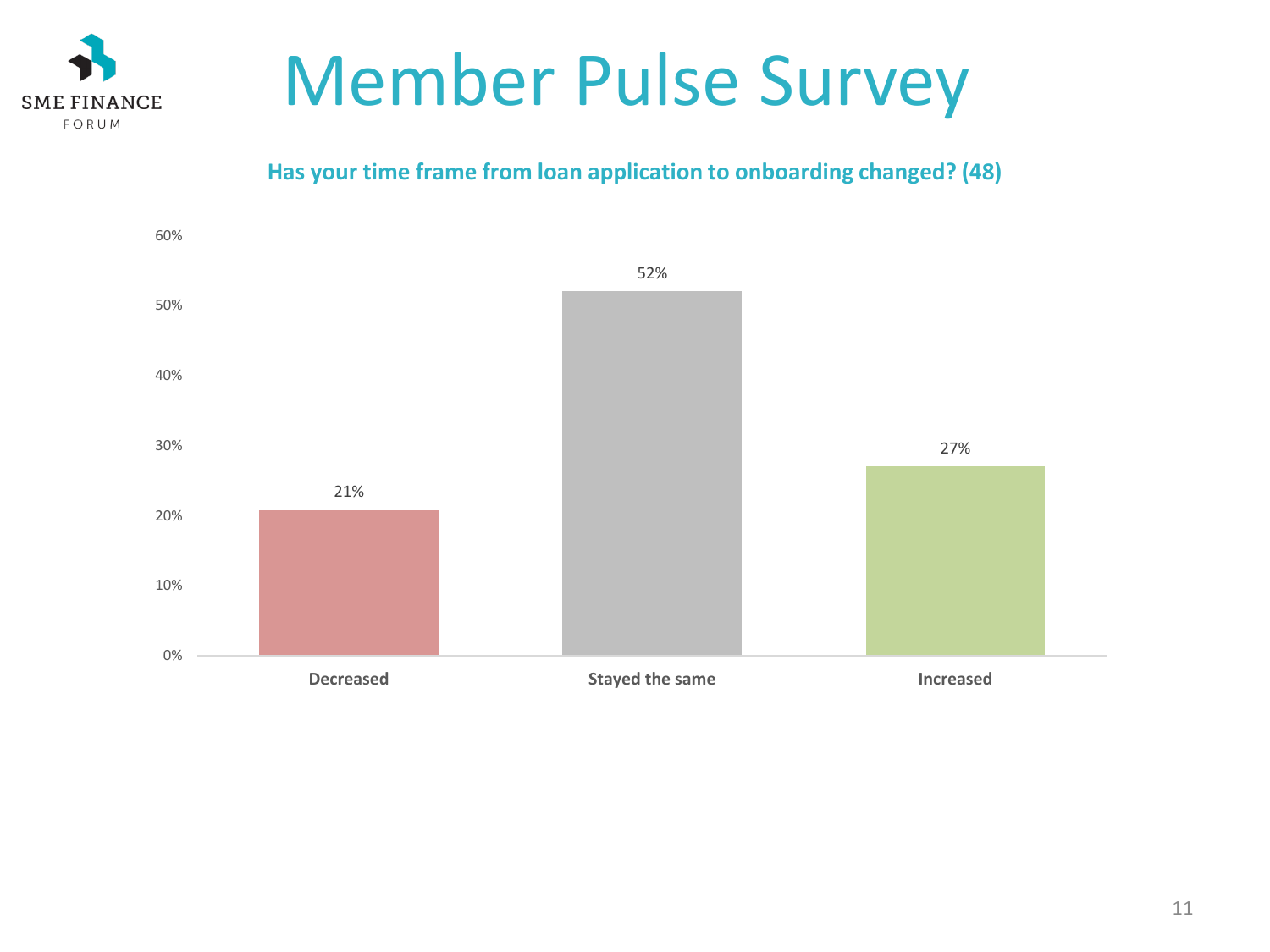# Member Pulse Survey

**Has your time frame from loan application to onboarding changed? (48)**

| Response | Percentage |
|---|---|
| Decreased | 21% |
| Stayed the same | 52% |
| Increased | 27% |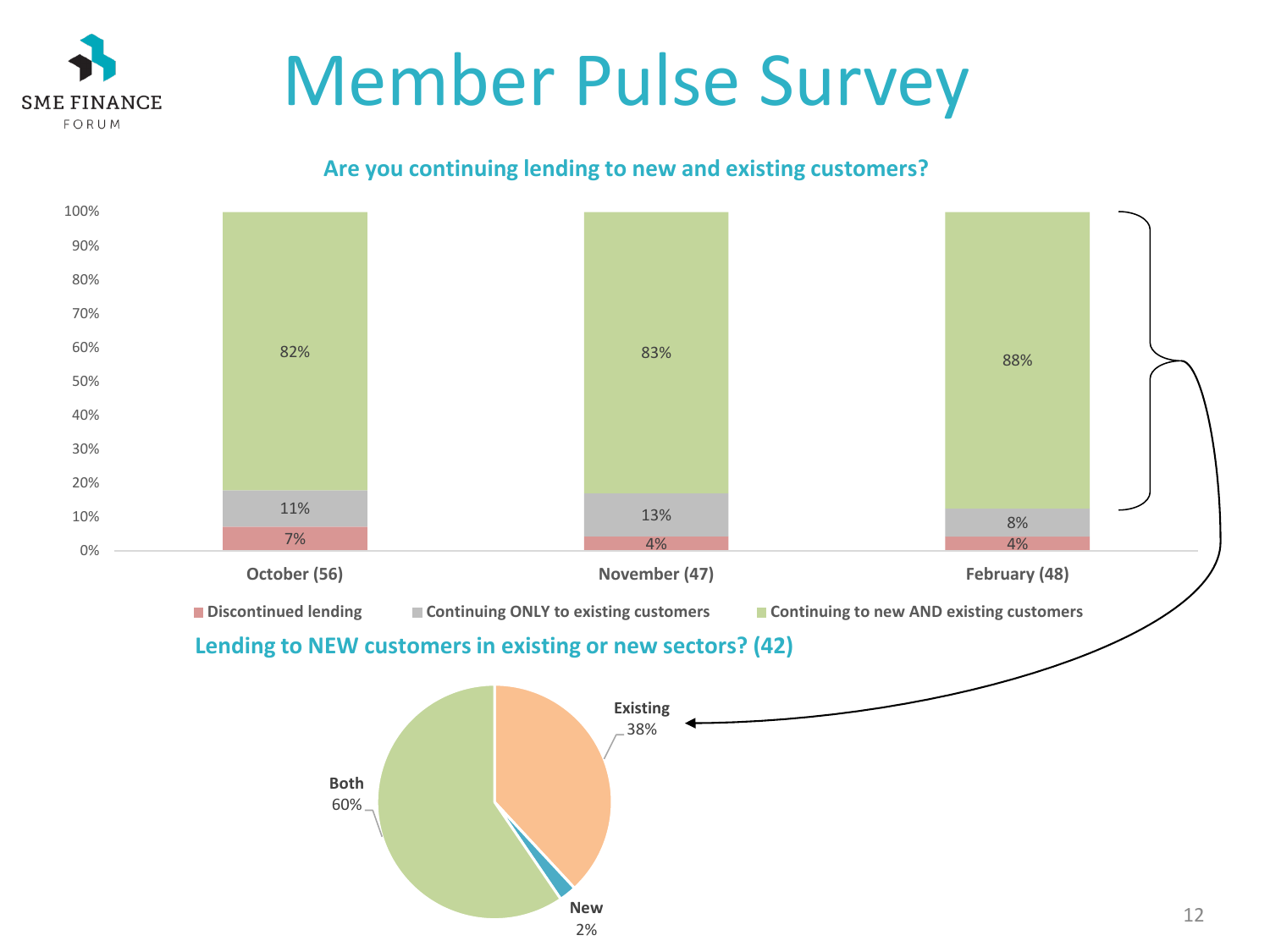# Member Pulse Survey

## Are you continuing lending to new and existing customers?

| | October (56) | November (47) | February (48) |
|---|---|---|---|
| Discontinued lending | 7% | 4% | 4% |
| Continuing ONLY to existing customers | 11% | 13% | 8% |
| Continuing to new AND existing customers | 82% | 83% | 88% |

## Lending to NEW customers in existing or new sectors? (42)

| Sector | Share |
|---|---|
| Existing | 38% |
| New | 2% |
| Both | 60% |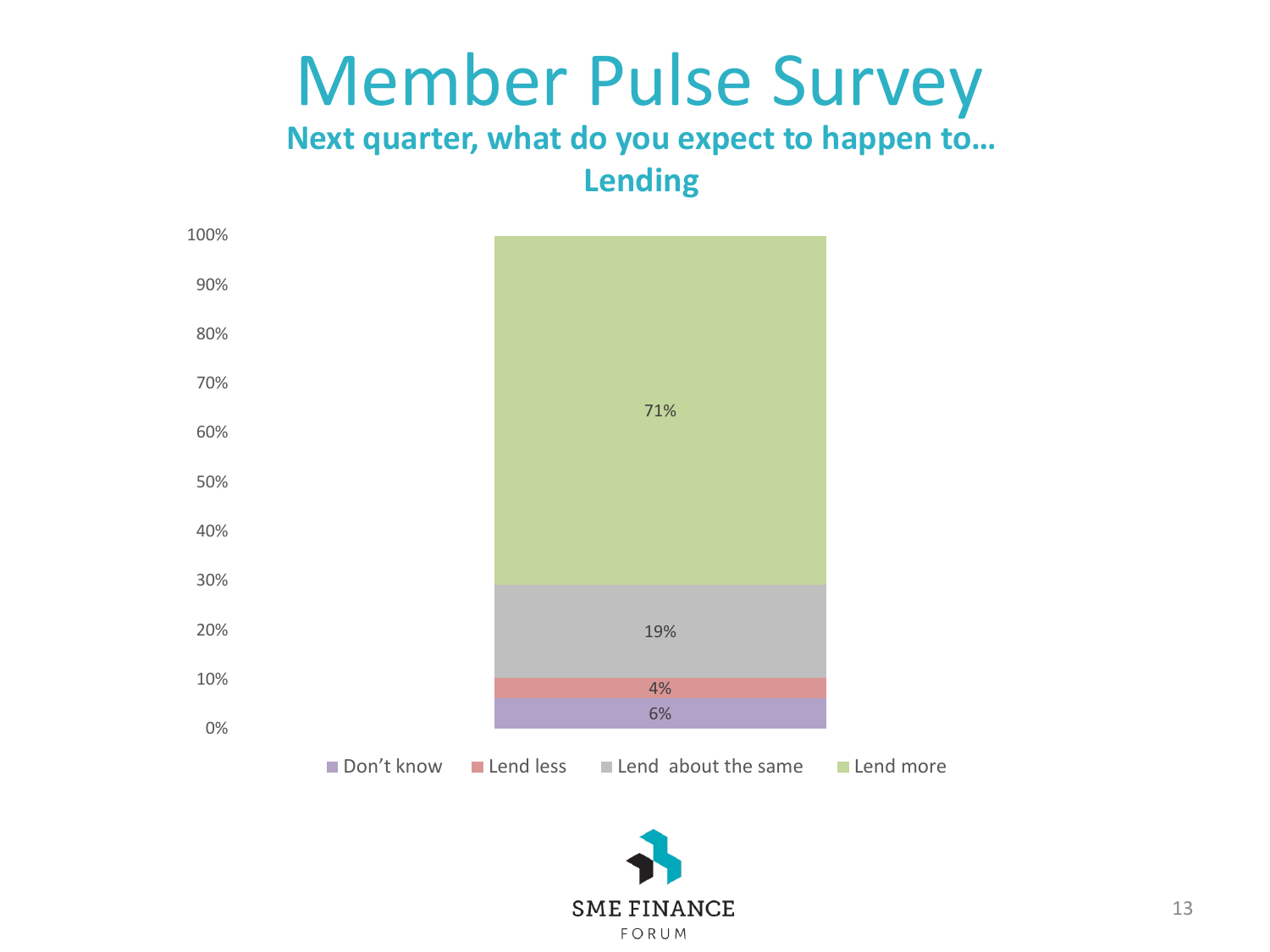# Member Pulse Survey

## Next quarter, what do you expect to happen to… Lending

| Response | Percentage |
| --- | --- |
| Don’t know | 6% |
| Lend less | 4% |
| Lend about the same | 19% |
| Lend more | 71% |

SME FINANCE FORUM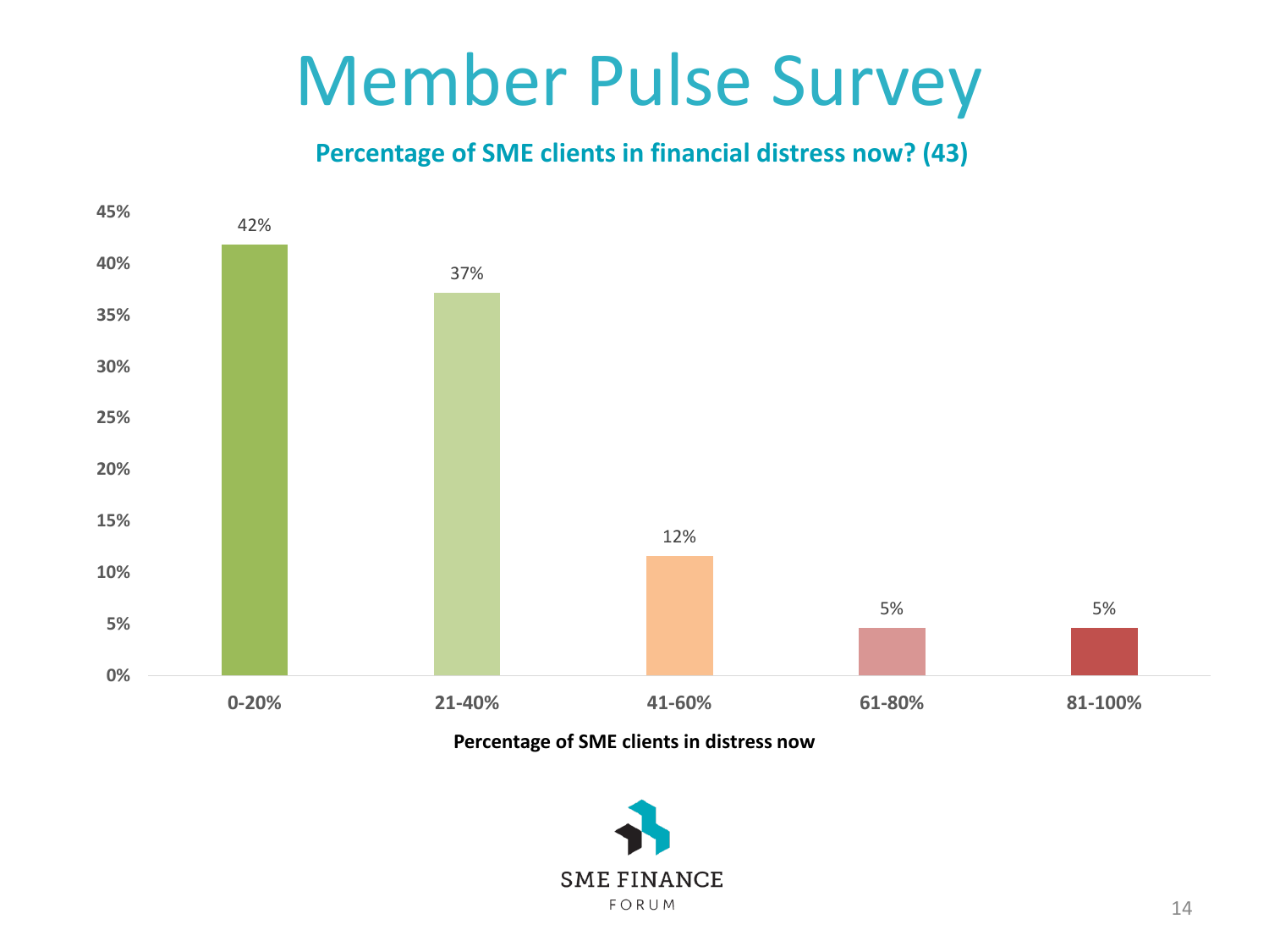# Member Pulse Survey

**Percentage of SME clients in financial distress now? (43)**

| Percentage of SME clients in distress now | Share of respondents |
|---|---|
| 0-20% | 42% |
| 21-40% | 37% |
| 41-60% | 12% |
| 61-80% | 5% |
| 81-100% | 5% |

SME FINANCE FORUM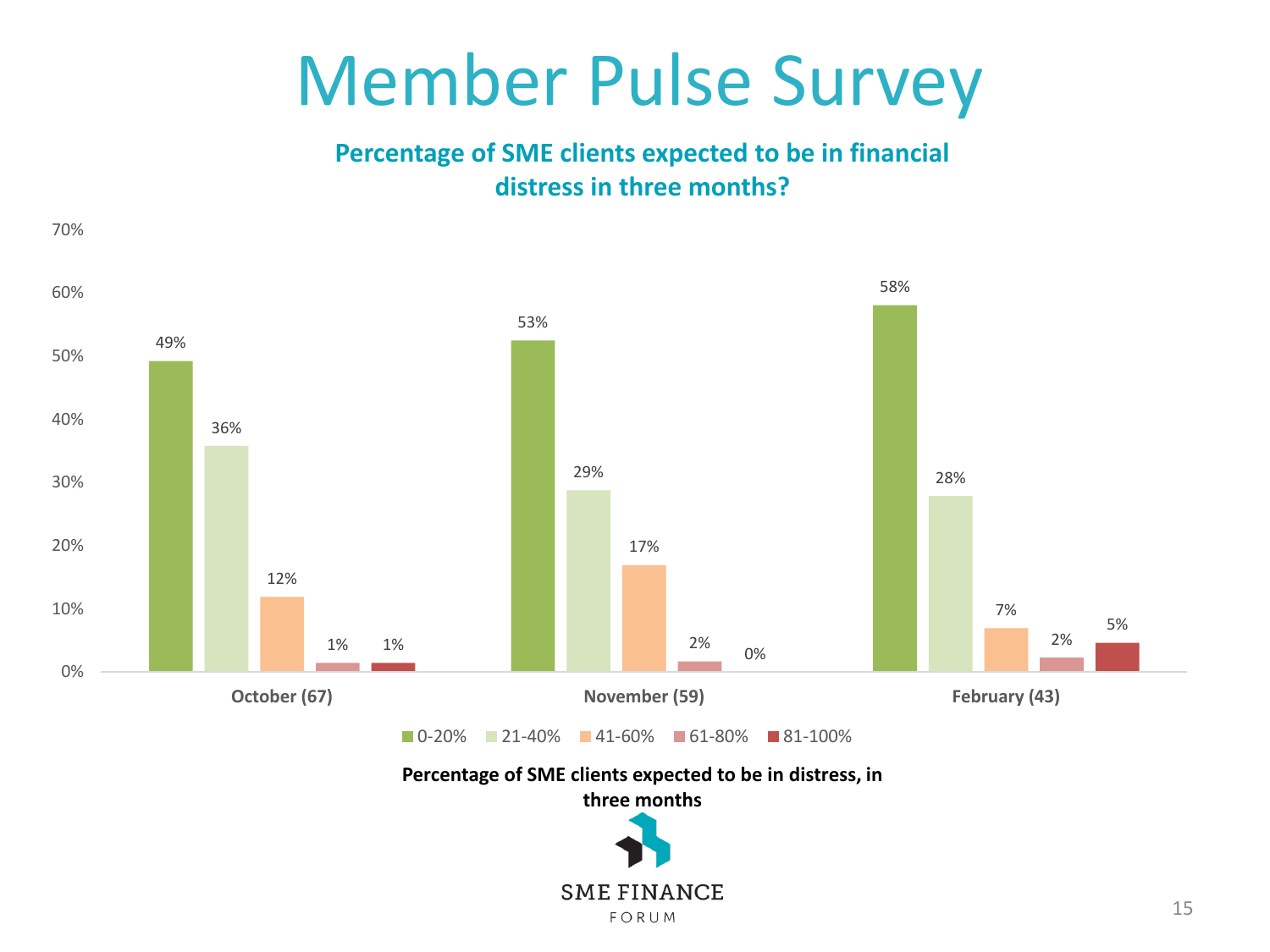# Member Pulse Survey

**Percentage of SME clients expected to be in financial distress in three months?**

| | 0-20% | 21-40% | 41-60% | 61-80% | 81-100% |
|---|---|---|---|---|---|
| October (67) | 49% | 36% | 12% | 1% | 1% |
| November (59) | 53% | 29% | 17% | 2% | 0% |
| February (43) | 58% | 28% | 7% | 2% | 5% |

**Percentage of SME clients expected to be in distress, in three months**

SME FINANCE FORUM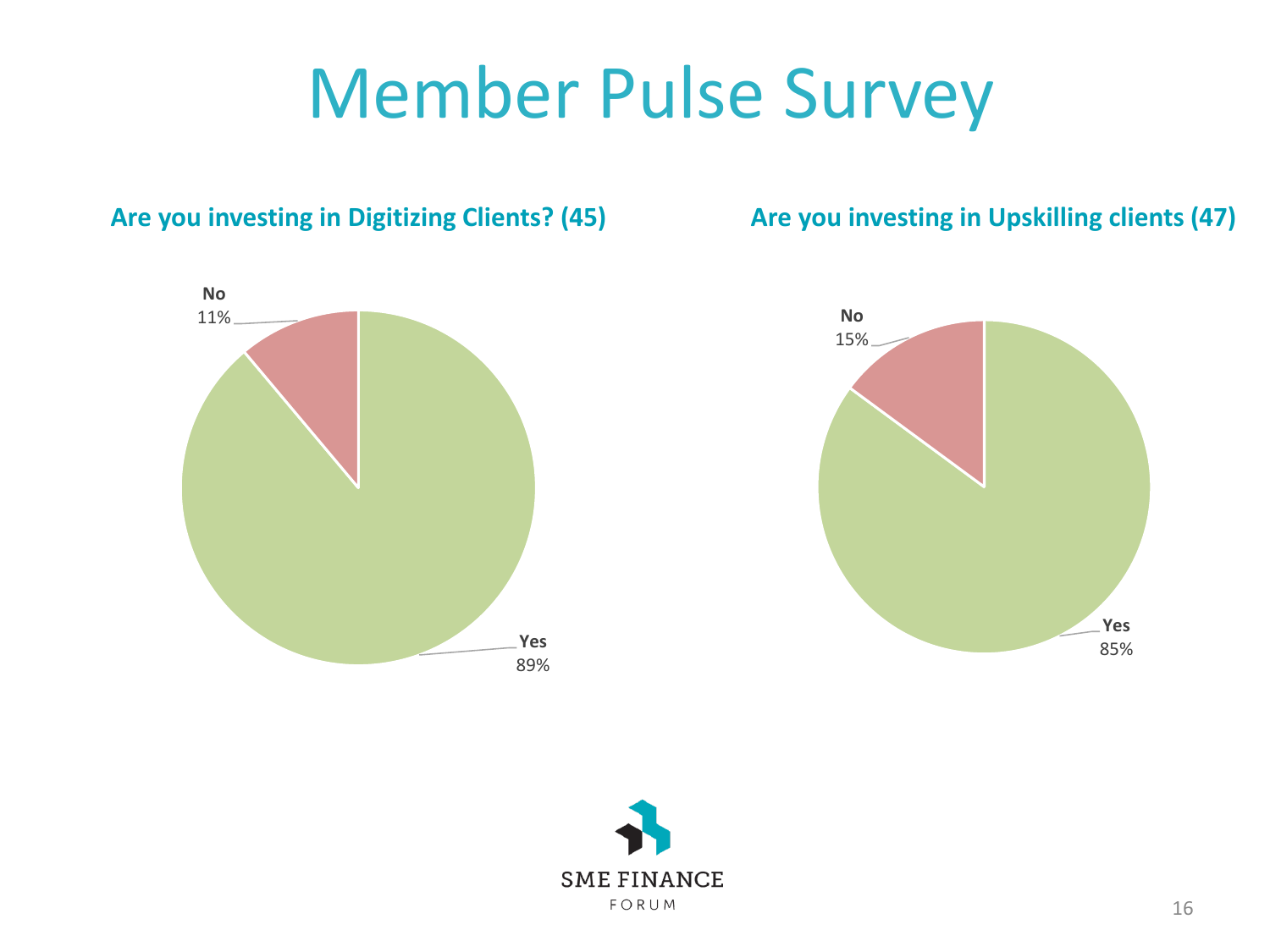# Member Pulse Survey

**Are you investing in Digitizing Clients? (45)**

| Response | Percentage |
| --- | --- |
| Yes | 89% |
| No | 11% |

**Are you investing in Upskilling clients (47)**

| Response | Percentage |
| --- | --- |
| Yes | 85% |
| No | 15% |

SME FINANCE FORUM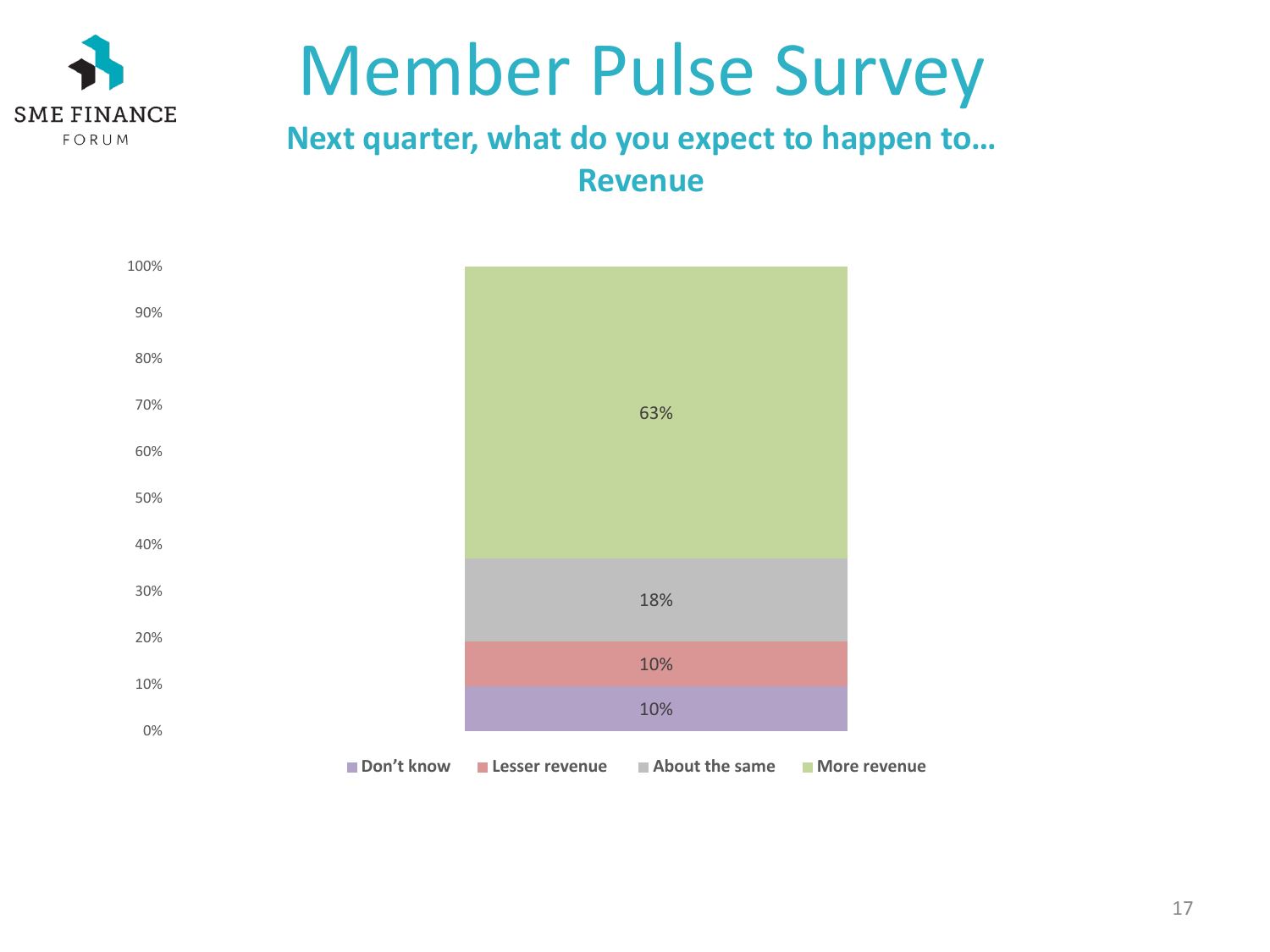# Member Pulse Survey

## Next quarter, what do you expect to happen to… Revenue

| Response | Share |
| --- | --- |
| Don't know | 10% |
| Lesser revenue | 10% |
| About the same | 18% |
| More revenue | 63% |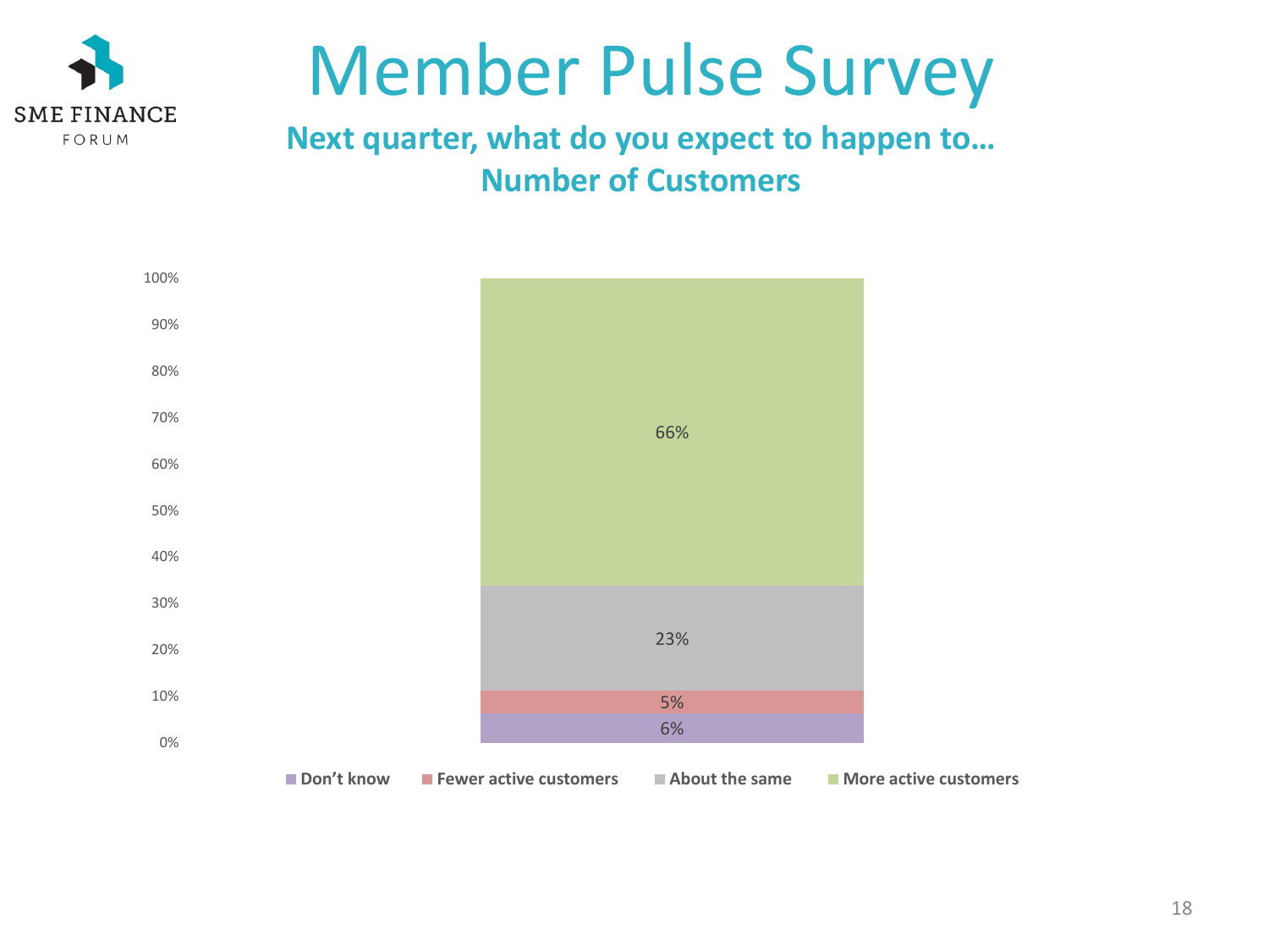# Member Pulse Survey

## Next quarter, what do you expect to happen to… Number of Customers

| Response | Share |
| --- | --- |
| Don't know | 6% |
| Fewer active customers | 5% |
| About the same | 23% |
| More active customers | 66% |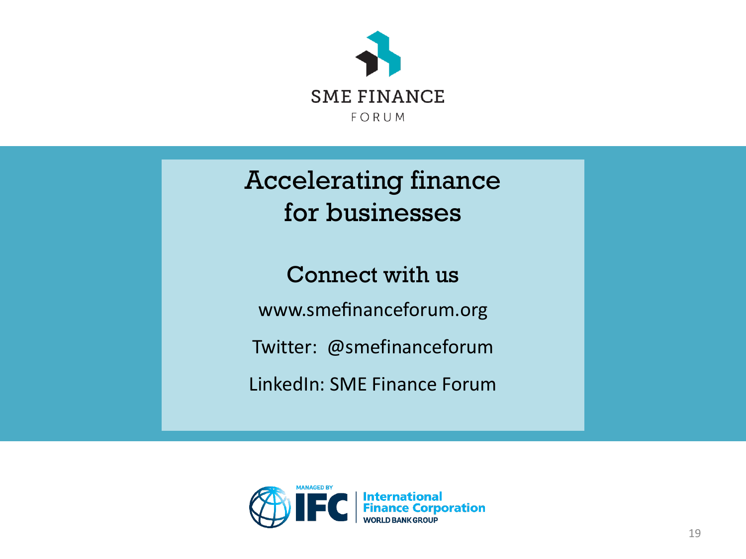SME FINANCE
FORUM

# Accelerating finance for businesses

## Connect with us

www.smefinanceforum.org

Twitter: @smefinanceforum

LinkedIn: SME Finance Forum

MANAGED BY IFC

International Finance Corporation
WORLD BANK GROUP